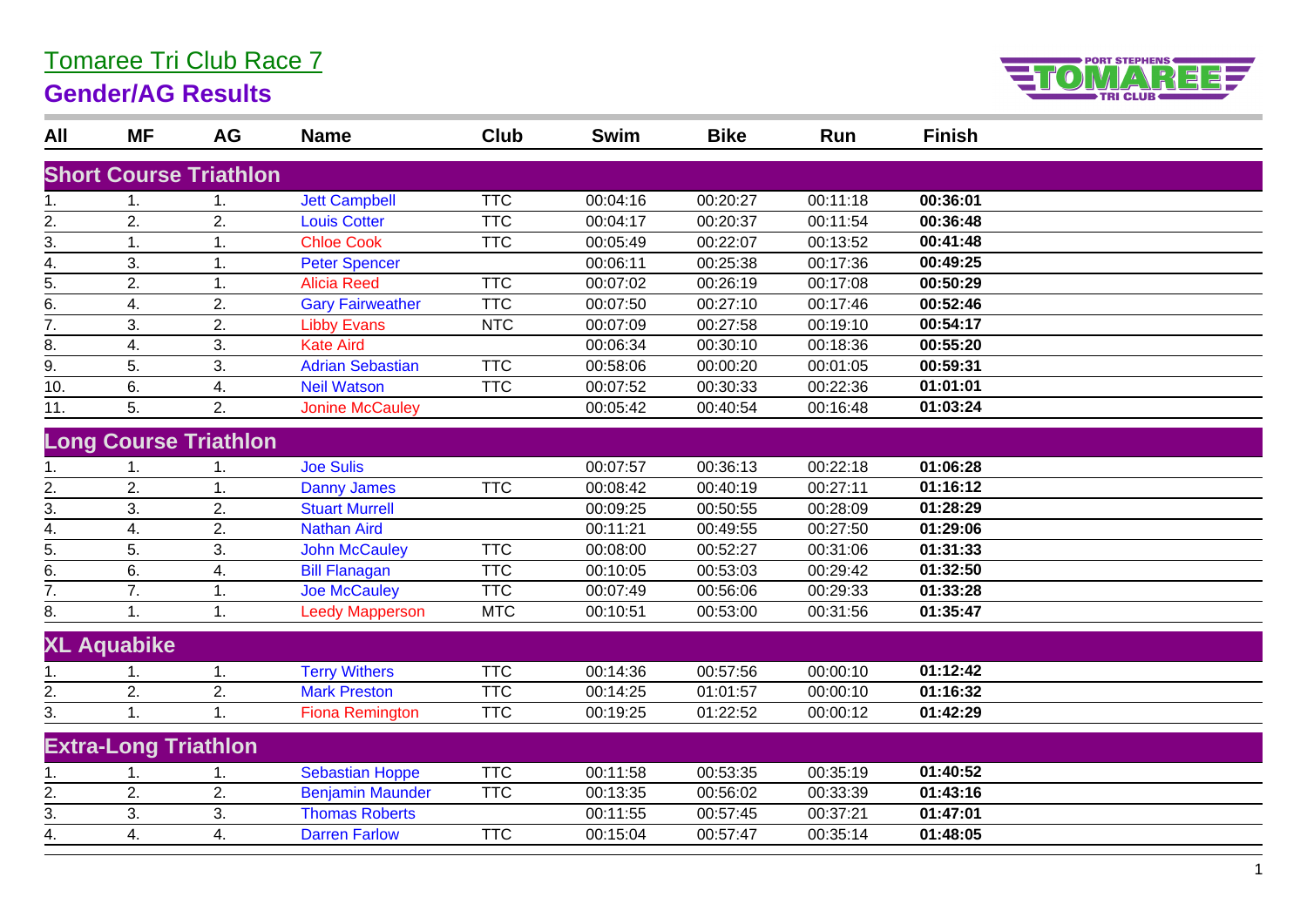# Tomaree Tri Club Race 7

## Gender/AG Results

| All | MF | AG | Name | Club | Swim | Bike | Run | Finish |
|---|---|---|---|---|---|---|---|---|
| **Short Course Triathlon** | | | | | | | | |
| 1. | 1. | 1. | Jett Campbell | TTC | 00:04:16 | 00:20:27 | 00:11:18 | **00:36:01** |
| 2. | 2. | 2. | Louis Cotter | TTC | 00:04:17 | 00:20:37 | 00:11:54 | **00:36:48** |
| 3. | 1. | 1. | Chloe Cook | TTC | 00:05:49 | 00:22:07 | 00:13:52 | **00:41:48** |
| 4. | 3. | 1. | Peter Spencer | | 00:06:11 | 00:25:38 | 00:17:36 | **00:49:25** |
| 5. | 2. | 1. | Alicia Reed | TTC | 00:07:02 | 00:26:19 | 00:17:08 | **00:50:29** |
| 6. | 4. | 2. | Gary Fairweather | TTC | 00:07:50 | 00:27:10 | 00:17:46 | **00:52:46** |
| 7. | 3. | 2. | Libby Evans | NTC | 00:07:09 | 00:27:58 | 00:19:10 | **00:54:17** |
| 8. | 4. | 3. | Kate Aird | | 00:06:34 | 00:30:10 | 00:18:36 | **00:55:20** |
| 9. | 5. | 3. | Adrian Sebastian | TTC | 00:58:06 | 00:00:20 | 00:01:05 | **00:59:31** |
| 10. | 6. | 4. | Neil Watson | TTC | 00:07:52 | 00:30:33 | 00:22:36 | **01:01:01** |
| 11. | 5. | 2. | Jonine McCauley | | 00:05:42 | 00:40:54 | 00:16:48 | **01:03:24** |
| **Long Course Triathlon** | | | | | | | | |
| 1. | 1. | 1. | Joe Sulis | | 00:07:57 | 00:36:13 | 00:22:18 | **01:06:28** |
| 2. | 2. | 1. | Danny James | TTC | 00:08:42 | 00:40:19 | 00:27:11 | **01:16:12** |
| 3. | 3. | 2. | Stuart Murrell | | 00:09:25 | 00:50:55 | 00:28:09 | **01:28:29** |
| 4. | 4. | 2. | Nathan Aird | | 00:11:21 | 00:49:55 | 00:27:50 | **01:29:06** |
| 5. | 5. | 3. | John McCauley | TTC | 00:08:00 | 00:52:27 | 00:31:06 | **01:31:33** |
| 6. | 6. | 4. | Bill Flanagan | TTC | 00:10:05 | 00:53:03 | 00:29:42 | **01:32:50** |
| 7. | 7. | 1. | Joe McCauley | TTC | 00:07:49 | 00:56:06 | 00:29:33 | **01:33:28** |
| 8. | 1. | 1. | Leedy Mapperson | MTC | 00:10:51 | 00:53:00 | 00:31:56 | **01:35:47** |
| **XL Aquabike** | | | | | | | | |
| 1. | 1. | 1. | Terry Withers | TTC | 00:14:36 | 00:57:56 | 00:00:10 | **01:12:42** |
| 2. | 2. | 2. | Mark Preston | TTC | 00:14:25 | 01:01:57 | 00:00:10 | **01:16:32** |
| 3. | 1. | 1. | Fiona Remington | TTC | 00:19:25 | 01:22:52 | 00:00:12 | **01:42:29** |
| **Extra-Long Triathlon** | | | | | | | | |
| 1. | 1. | 1. | Sebastian Hoppe | TTC | 00:11:58 | 00:53:35 | 00:35:19 | **01:40:52** |
| 2. | 2. | 2. | Benjamin Maunder | TTC | 00:13:35 | 00:56:02 | 00:33:39 | **01:43:16** |
| 3. | 3. | 3. | Thomas Roberts | | 00:11:55 | 00:57:45 | 00:37:21 | **01:47:01** |
| 4. | 4. | 4. | Darren Farlow | TTC | 00:15:04 | 00:57:47 | 00:35:14 | **01:48:05** |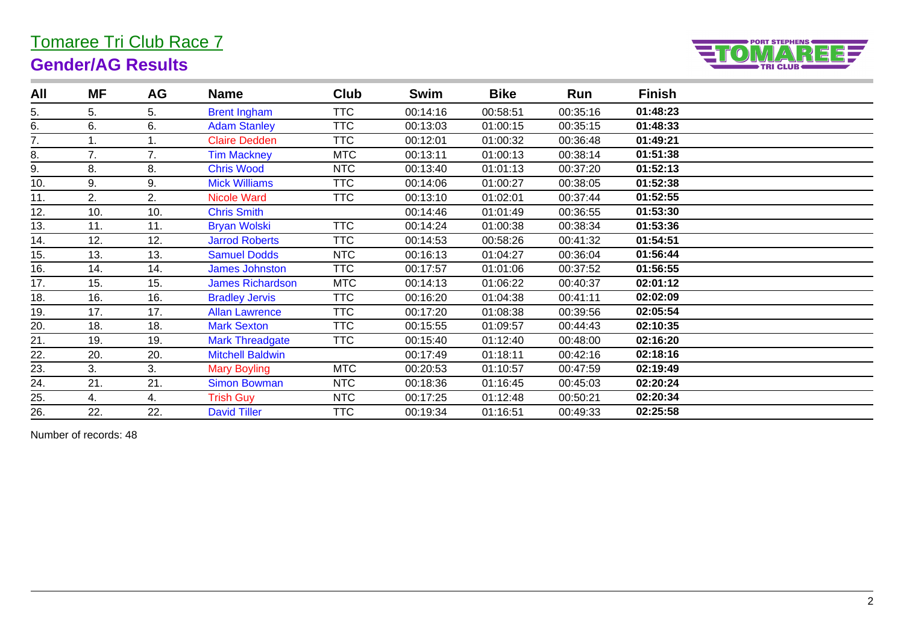## Tomaree Tri Club Race 7

## Gender/AG Results

| All | MF | AG | Name | Club | Swim | Bike | Run | Finish |
|---|---|---|---|---|---|---|---|---|
| 5. | 5. | 5. | Brent Ingham | TTC | 00:14:16 | 00:58:51 | 00:35:16 | **01:48:23** |
| 6. | 6. | 6. | Adam Stanley | TTC | 00:13:03 | 01:00:15 | 00:35:15 | **01:48:33** |
| 7. | 1. | 1. | Claire Dedden | TTC | 00:12:01 | 01:00:32 | 00:36:48 | **01:49:21** |
| 8. | 7. | 7. | Tim Mackney | MTC | 00:13:11 | 01:00:13 | 00:38:14 | **01:51:38** |
| 9. | 8. | 8. | Chris Wood | NTC | 00:13:40 | 01:01:13 | 00:37:20 | **01:52:13** |
| 10. | 9. | 9. | Mick Williams | TTC | 00:14:06 | 01:00:27 | 00:38:05 | **01:52:38** |
| 11. | 2. | 2. | Nicole Ward | TTC | 00:13:10 | 01:02:01 | 00:37:44 | **01:52:55** |
| 12. | 10. | 10. | Chris Smith | | 00:14:46 | 01:01:49 | 00:36:55 | **01:53:30** |
| 13. | 11. | 11. | Bryan Wolski | TTC | 00:14:24 | 01:00:38 | 00:38:34 | **01:53:36** |
| 14. | 12. | 12. | Jarrod Roberts | TTC | 00:14:53 | 00:58:26 | 00:41:32 | **01:54:51** |
| 15. | 13. | 13. | Samuel Dodds | NTC | 00:16:13 | 01:04:27 | 00:36:04 | **01:56:44** |
| 16. | 14. | 14. | James Johnston | TTC | 00:17:57 | 01:01:06 | 00:37:52 | **01:56:55** |
| 17. | 15. | 15. | James Richardson | MTC | 00:14:13 | 01:06:22 | 00:40:37 | **02:01:12** |
| 18. | 16. | 16. | Bradley Jervis | TTC | 00:16:20 | 01:04:38 | 00:41:11 | **02:02:09** |
| 19. | 17. | 17. | Allan Lawrence | TTC | 00:17:20 | 01:08:38 | 00:39:56 | **02:05:54** |
| 20. | 18. | 18. | Mark Sexton | TTC | 00:15:55 | 01:09:57 | 00:44:43 | **02:10:35** |
| 21. | 19. | 19. | Mark Threadgate | TTC | 00:15:40 | 01:12:40 | 00:48:00 | **02:16:20** |
| 22. | 20. | 20. | Mitchell Baldwin | | 00:17:49 | 01:18:11 | 00:42:16 | **02:18:16** |
| 23. | 3. | 3. | Mary Boyling | MTC | 00:20:53 | 01:10:57 | 00:47:59 | **02:19:49** |
| 24. | 21. | 21. | Simon Bowman | NTC | 00:18:36 | 01:16:45 | 00:45:03 | **02:20:24** |
| 25. | 4. | 4. | Trish Guy | NTC | 00:17:25 | 01:12:48 | 00:50:21 | **02:20:34** |
| 26. | 22. | 22. | David Tiller | TTC | 00:19:34 | 01:16:51 | 00:49:33 | **02:25:58** |

Number of records: 48